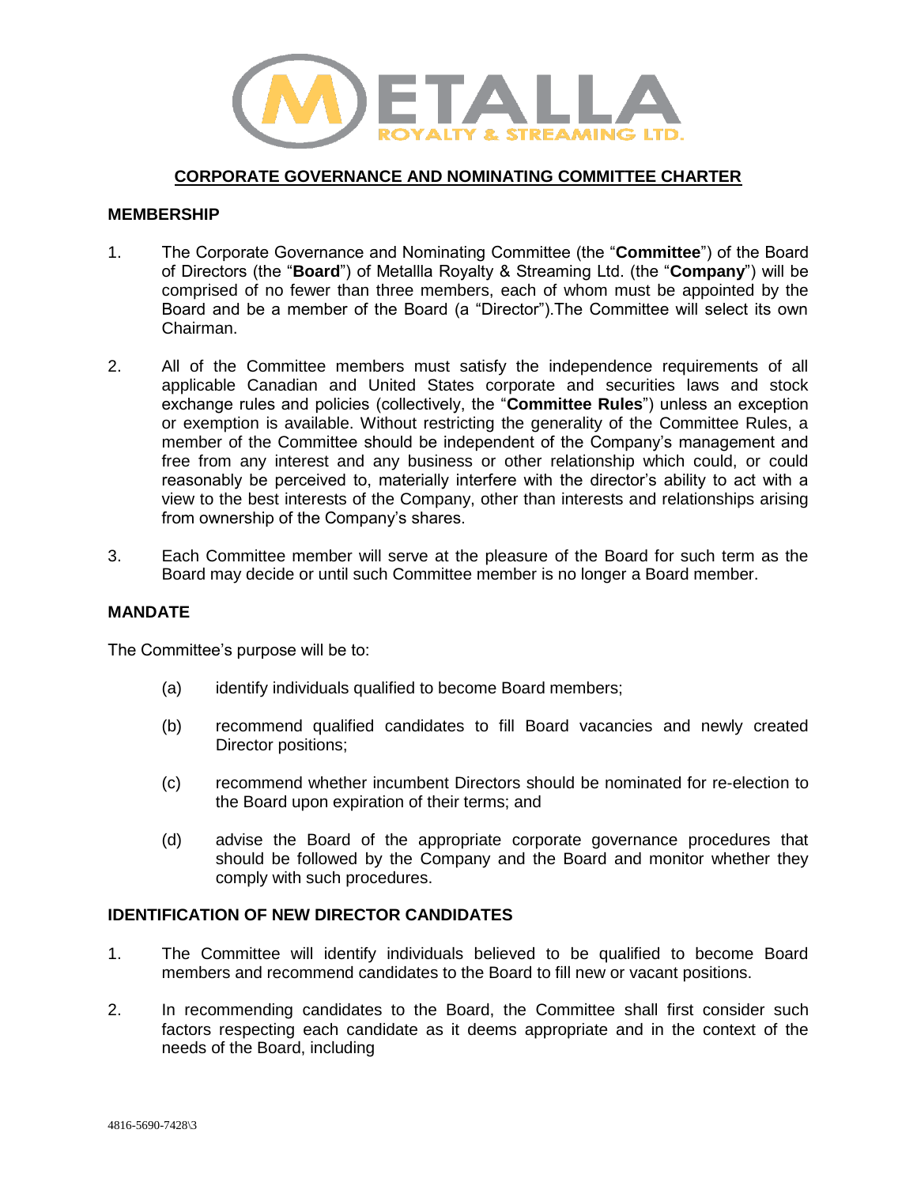# CORPORATE GOVERNANCE AND NOMINATING COMMITTEE CHARTER

## MEMBERSHIP

1. The Corporate Governance and Nominating Committee (the "**Committee**") of the Board of Directors (the "**Board**") of Metallla Royalty & Streaming Ltd. (the "**Company**") will be comprised of no fewer than three members, each of whom must be appointed by the Board and be a member of the Board (a "Director").The Committee will select its own Chairman.

2. All of the Committee members must satisfy the independence requirements of all applicable Canadian and United States corporate and securities laws and stock exchange rules and policies (collectively, the "**Committee Rules**") unless an exception or exemption is available. Without restricting the generality of the Committee Rules, a member of the Committee should be independent of the Company's management and free from any interest and any business or other relationship which could, or could reasonably be perceived to, materially interfere with the director's ability to act with a view to the best interests of the Company, other than interests and relationships arising from ownership of the Company's shares.

3. Each Committee member will serve at the pleasure of the Board for such term as the Board may decide or until such Committee member is no longer a Board member.

## MANDATE

The Committee's purpose will be to:

(a) identify individuals qualified to become Board members;

(b) recommend qualified candidates to fill Board vacancies and newly created Director positions;

(c) recommend whether incumbent Directors should be nominated for re-election to the Board upon expiration of their terms; and

(d) advise the Board of the appropriate corporate governance procedures that should be followed by the Company and the Board and monitor whether they comply with such procedures.

## IDENTIFICATION OF NEW DIRECTOR CANDIDATES

1. The Committee will identify individuals believed to be qualified to become Board members and recommend candidates to the Board to fill new or vacant positions.

2. In recommending candidates to the Board, the Committee shall first consider such factors respecting each candidate as it deems appropriate and in the context of the needs of the Board, including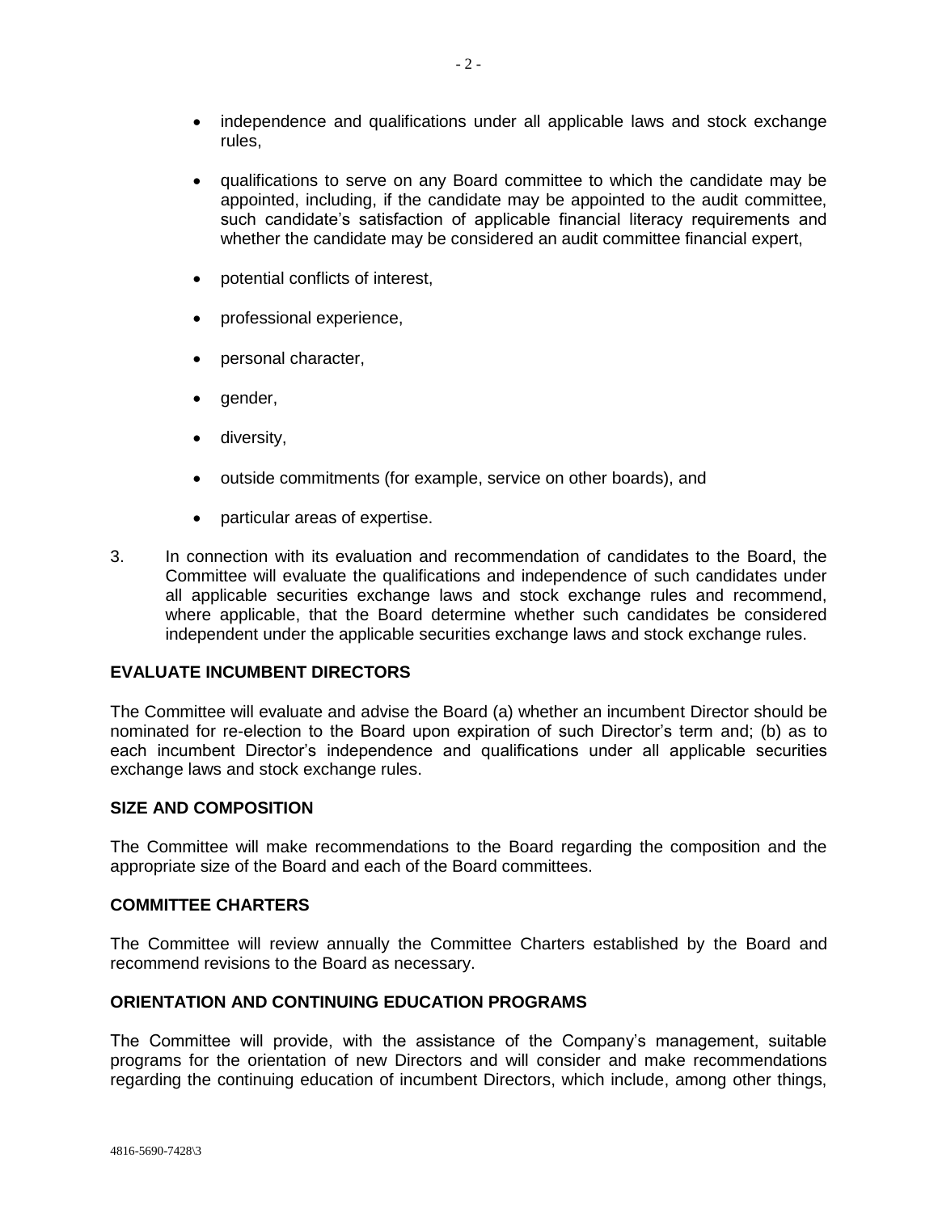- independence and qualifications under all applicable laws and stock exchange rules,
- qualifications to serve on any Board committee to which the candidate may be appointed, including, if the candidate may be appointed to the audit committee, such candidate's satisfaction of applicable financial literacy requirements and whether the candidate may be considered an audit committee financial expert,
- potential conflicts of interest,
- professional experience,
- personal character,
- gender,
- diversity,
- outside commitments (for example, service on other boards), and
- particular areas of expertise.

3. In connection with its evaluation and recommendation of candidates to the Board, the Committee will evaluate the qualifications and independence of such candidates under all applicable securities exchange laws and stock exchange rules and recommend, where applicable, that the Board determine whether such candidates be considered independent under the applicable securities exchange laws and stock exchange rules.

**EVALUATE INCUMBENT DIRECTORS**

The Committee will evaluate and advise the Board (a) whether an incumbent Director should be nominated for re-election to the Board upon expiration of such Director's term and; (b) as to each incumbent Director's independence and qualifications under all applicable securities exchange laws and stock exchange rules.

**SIZE AND COMPOSITION**

The Committee will make recommendations to the Board regarding the composition and the appropriate size of the Board and each of the Board committees.

**COMMITTEE CHARTERS**

The Committee will review annually the Committee Charters established by the Board and recommend revisions to the Board as necessary.

**ORIENTATION AND CONTINUING EDUCATION PROGRAMS**

The Committee will provide, with the assistance of the Company's management, suitable programs for the orientation of new Directors and will consider and make recommendations regarding the continuing education of incumbent Directors, which include, among other things,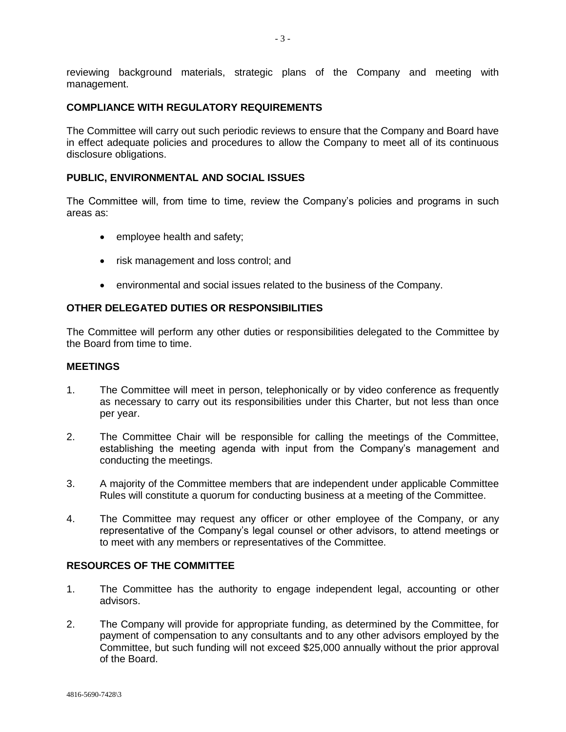reviewing background materials, strategic plans of the Company and meeting with management.

## COMPLIANCE WITH REGULATORY REQUIREMENTS

The Committee will carry out such periodic reviews to ensure that the Company and Board have in effect adequate policies and procedures to allow the Company to meet all of its continuous disclosure obligations.

## PUBLIC, ENVIRONMENTAL AND SOCIAL ISSUES

The Committee will, from time to time, review the Company's policies and programs in such areas as:

- employee health and safety;
- risk management and loss control; and
- environmental and social issues related to the business of the Company.

## OTHER DELEGATED DUTIES OR RESPONSIBILITIES

The Committee will perform any other duties or responsibilities delegated to the Committee by the Board from time to time.

## MEETINGS

1. The Committee will meet in person, telephonically or by video conference as frequently as necessary to carry out its responsibilities under this Charter, but not less than once per year.
2. The Committee Chair will be responsible for calling the meetings of the Committee, establishing the meeting agenda with input from the Company's management and conducting the meetings.
3. A majority of the Committee members that are independent under applicable Committee Rules will constitute a quorum for conducting business at a meeting of the Committee.
4. The Committee may request any officer or other employee of the Company, or any representative of the Company's legal counsel or other advisors, to attend meetings or to meet with any members or representatives of the Committee.

## RESOURCES OF THE COMMITTEE

1. The Committee has the authority to engage independent legal, accounting or other advisors.
2. The Company will provide for appropriate funding, as determined by the Committee, for payment of compensation to any consultants and to any other advisors employed by the Committee, but such funding will not exceed $25,000 annually without the prior approval of the Board.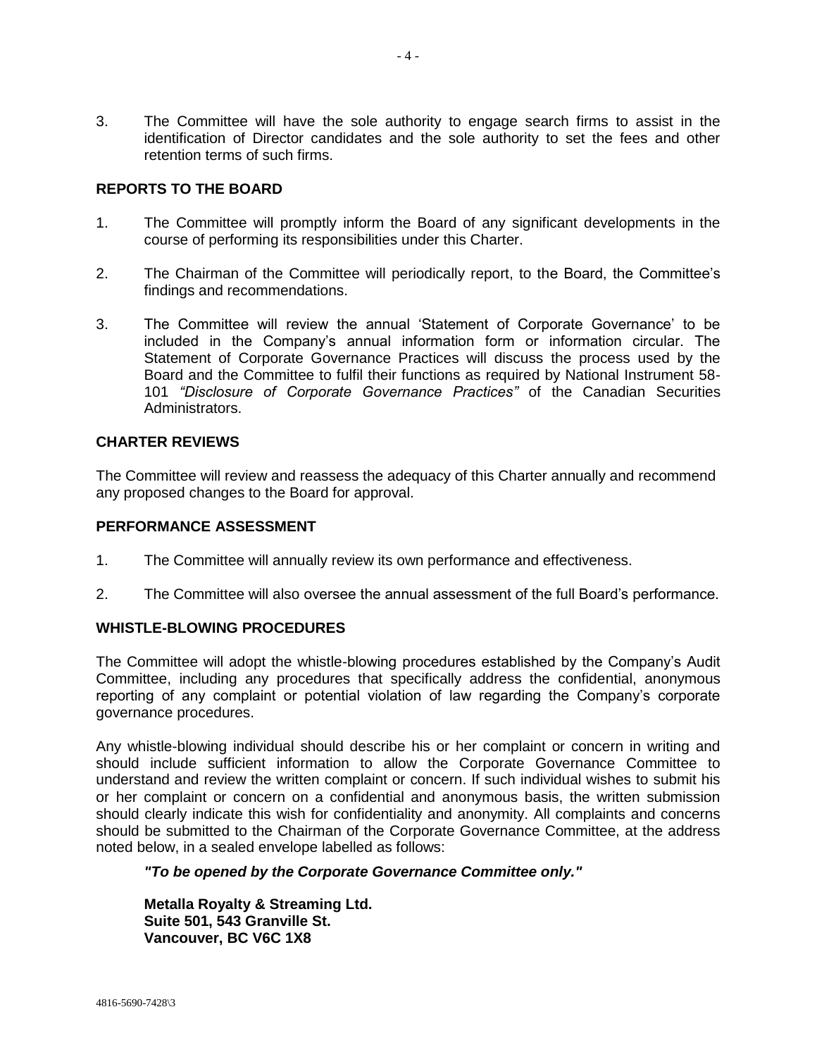3. The Committee will have the sole authority to engage search firms to assist in the identification of Director candidates and the sole authority to set the fees and other retention terms of such firms.

## REPORTS TO THE BOARD

1. The Committee will promptly inform the Board of any significant developments in the course of performing its responsibilities under this Charter.

2. The Chairman of the Committee will periodically report, to the Board, the Committee's findings and recommendations.

3. The Committee will review the annual 'Statement of Corporate Governance' to be included in the Company's annual information form or information circular. The Statement of Corporate Governance Practices will discuss the process used by the Board and the Committee to fulfil their functions as required by National Instrument 58-101 *"Disclosure of Corporate Governance Practices"* of the Canadian Securities Administrators.

## CHARTER REVIEWS

The Committee will review and reassess the adequacy of this Charter annually and recommend any proposed changes to the Board for approval.

## PERFORMANCE ASSESSMENT

1. The Committee will annually review its own performance and effectiveness.

2. The Committee will also oversee the annual assessment of the full Board's performance.

## WHISTLE-BLOWING PROCEDURES

The Committee will adopt the whistle-blowing procedures established by the Company's Audit Committee, including any procedures that specifically address the confidential, anonymous reporting of any complaint or potential violation of law regarding the Company's corporate governance procedures.

Any whistle-blowing individual should describe his or her complaint or concern in writing and should include sufficient information to allow the Corporate Governance Committee to understand and review the written complaint or concern. If such individual wishes to submit his or her complaint or concern on a confidential and anonymous basis, the written submission should clearly indicate this wish for confidentiality and anonymity. All complaints and concerns should be submitted to the Chairman of the Corporate Governance Committee, at the address noted below, in a sealed envelope labelled as follows:

***"To be opened by the Corporate Governance Committee only."***

**Metalla Royalty & Streaming Ltd.**
**Suite 501, 543 Granville St.**
**Vancouver, BC V6C 1X8**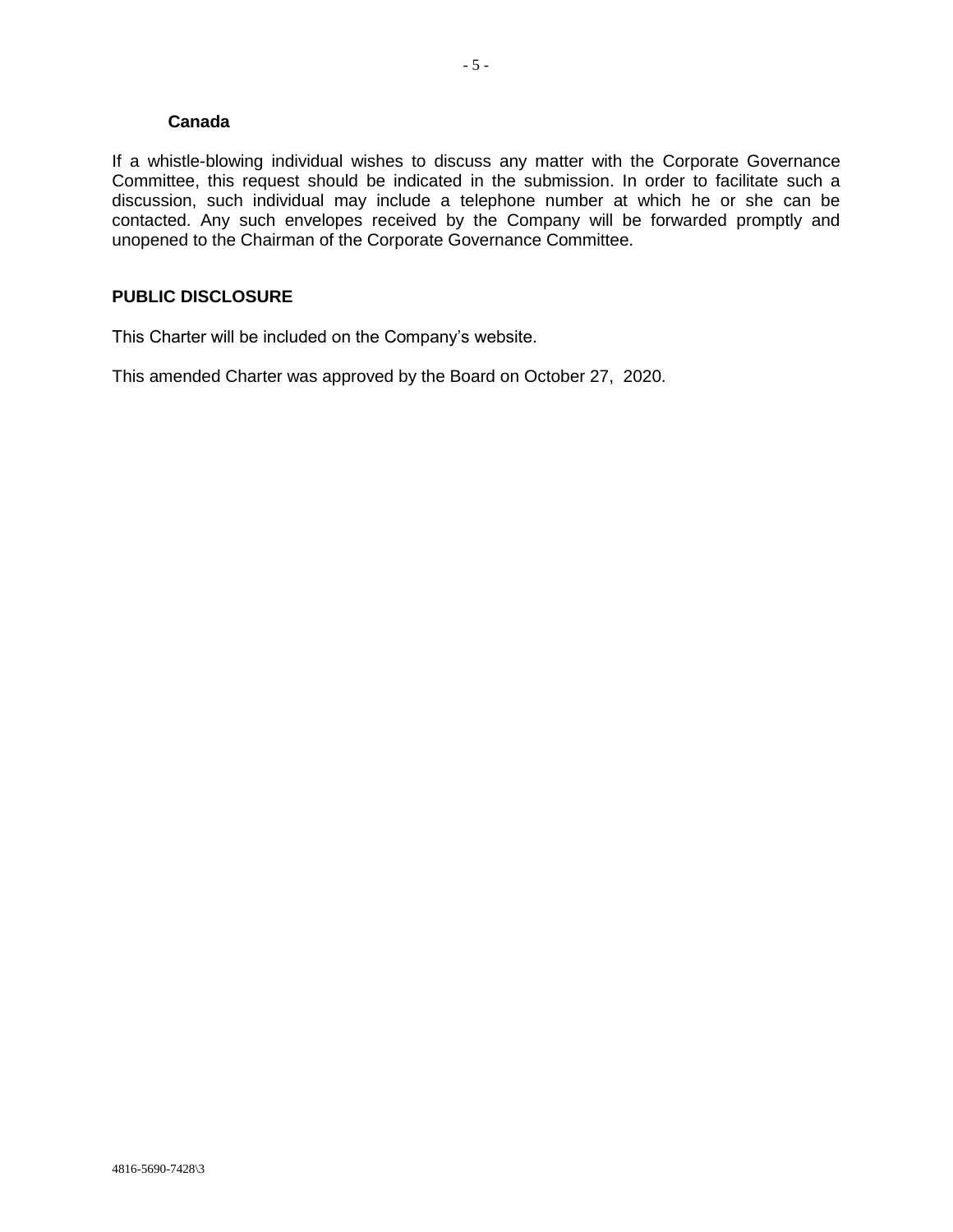**Canada**

If a whistle-blowing individual wishes to discuss any matter with the Corporate Governance Committee, this request should be indicated in the submission. In order to facilitate such a discussion, such individual may include a telephone number at which he or she can be contacted. Any such envelopes received by the Company will be forwarded promptly and unopened to the Chairman of the Corporate Governance Committee.

## PUBLIC DISCLOSURE

This Charter will be included on the Company's website.

This amended Charter was approved by the Board on October 27, 2020.